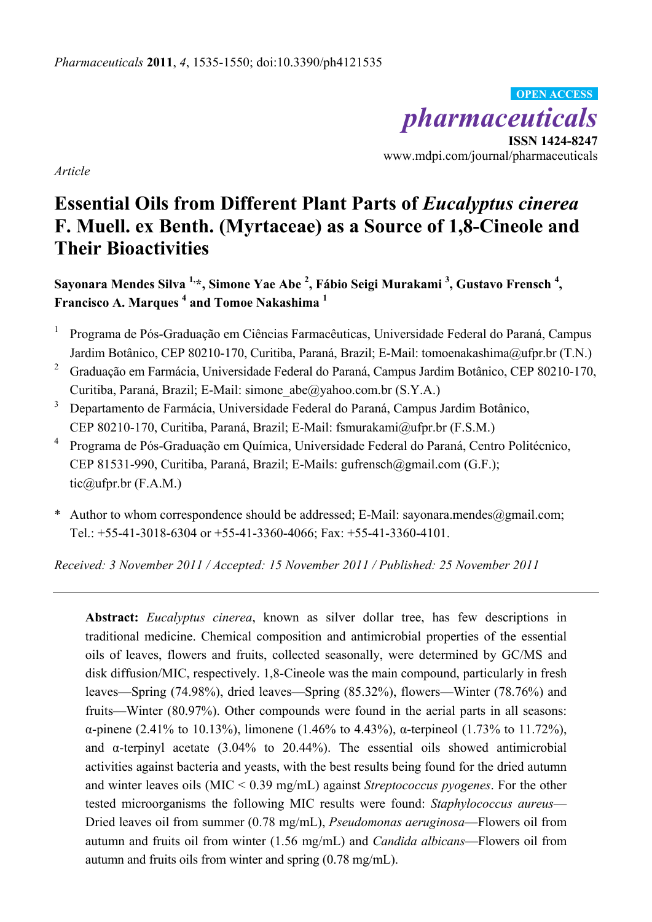*Pharmaceuticals* **2011**, *4*, 1535-1550; doi:10.3390/ph4121535

OPEN ACCESS

***pharmaceuticals***

**ISSN 1424-8247**

www.mdpi.com/journal/pharmaceuticals

*Article*

# Essential Oils from Different Plant Parts of *Eucalyptus cinerea* F. Muell. ex Benth. (Myrtaceae) as a Source of 1,8-Cineole and Their Bioactivities

**Sayonara Mendes Silva [1,*], Simone Yae Abe [2], Fábio Seigi Murakami [3], Gustavo Frensch [4], Francisco A. Marques [4] and Tomoe Nakashima [1]**

1. Programa de Pós-Graduação em Ciências Farmacêuticas, Universidade Federal do Paraná, Campus Jardim Botânico, CEP 80210-170, Curitiba, Paraná, Brazil; E-Mail: tomoenakashima@ufpr.br (T.N.)
2. Graduação em Farmácia, Universidade Federal do Paraná, Campus Jardim Botânico, CEP 80210-170, Curitiba, Paraná, Brazil; E-Mail: simone_abe@yahoo.com.br (S.Y.A.)
3. Departamento de Farmácia, Universidade Federal do Paraná, Campus Jardim Botânico, CEP 80210-170, Curitiba, Paraná, Brazil; E-Mail: fsmurakami@ufpr.br (F.S.M.)
4. Programa de Pós-Graduação em Química, Universidade Federal do Paraná, Centro Politécnico, CEP 81531-990, Curitiba, Paraná, Brazil; E-Mails: gufrensch@gmail.com (G.F.); tic@ufpr.br (F.A.M.)

\* Author to whom correspondence should be addressed; E-Mail: sayonara.mendes@gmail.com; Tel.: +55-41-3018-6304 or +55-41-3360-4066; Fax: +55-41-3360-4101.

*Received: 3 November 2011 / Accepted: 15 November 2011 / Published: 25 November 2011*

---

**Abstract:** *Eucalyptus cinerea*, known as silver dollar tree, has few descriptions in traditional medicine. Chemical composition and antimicrobial properties of the essential oils of leaves, flowers and fruits, collected seasonally, were determined by GC/MS and disk diffusion/MIC, respectively. 1,8-Cineole was the main compound, particularly in fresh leaves—Spring (74.98%), dried leaves—Spring (85.32%), flowers—Winter (78.76%) and fruits—Winter (80.97%). Other compounds were found in the aerial parts in all seasons: α-pinene (2.41% to 10.13%), limonene (1.46% to 4.43%), α-terpineol (1.73% to 11.72%), and α-terpinyl acetate (3.04% to 20.44%). The essential oils showed antimicrobial activities against bacteria and yeasts, with the best results being found for the dried autumn and winter leaves oils (MIC < 0.39 mg/mL) against *Streptococcus pyogenes*. For the other tested microorganisms the following MIC results were found: *Staphylococcus aureus*—Dried leaves oil from summer (0.78 mg/mL), *Pseudomonas aeruginosa*—Flowers oil from autumn and fruits oil from winter (1.56 mg/mL) and *Candida albicans*—Flowers oil from autumn and fruits oils from winter and spring (0.78 mg/mL).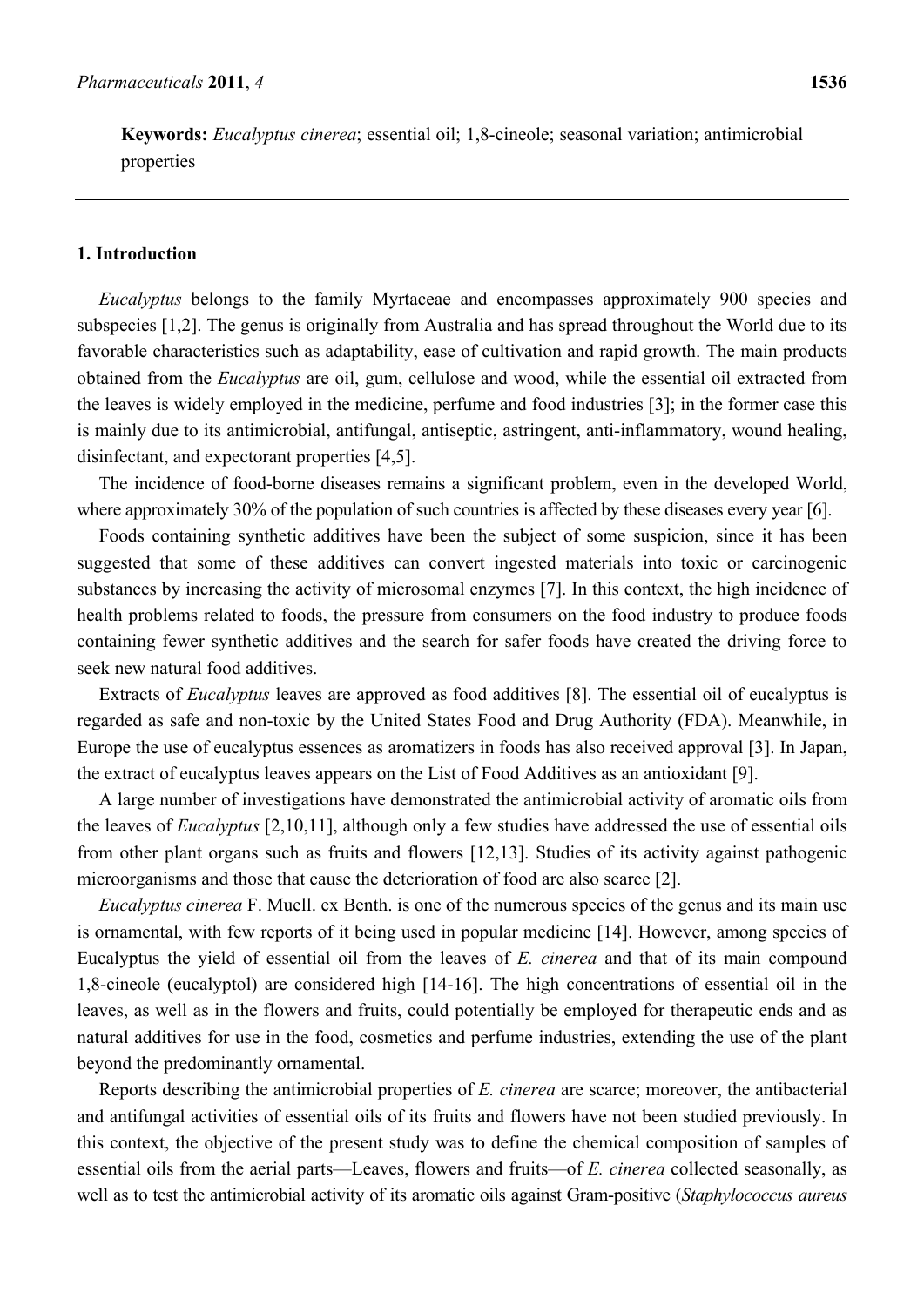**Keywords:** *Eucalyptus cinerea*; essential oil; 1,8-cineole; seasonal variation; antimicrobial properties

## 1. Introduction

*Eucalyptus* belongs to the family Myrtaceae and encompasses approximately 900 species and subspecies [1,2]. The genus is originally from Australia and has spread throughout the World due to its favorable characteristics such as adaptability, ease of cultivation and rapid growth. The main products obtained from the *Eucalyptus* are oil, gum, cellulose and wood, while the essential oil extracted from the leaves is widely employed in the medicine, perfume and food industries [3]; in the former case this is mainly due to its antimicrobial, antifungal, antiseptic, astringent, anti-inflammatory, wound healing, disinfectant, and expectorant properties [4,5].

The incidence of food-borne diseases remains a significant problem, even in the developed World, where approximately 30% of the population of such countries is affected by these diseases every year [6].

Foods containing synthetic additives have been the subject of some suspicion, since it has been suggested that some of these additives can convert ingested materials into toxic or carcinogenic substances by increasing the activity of microsomal enzymes [7]. In this context, the high incidence of health problems related to foods, the pressure from consumers on the food industry to produce foods containing fewer synthetic additives and the search for safer foods have created the driving force to seek new natural food additives.

Extracts of *Eucalyptus* leaves are approved as food additives [8]. The essential oil of eucalyptus is regarded as safe and non-toxic by the United States Food and Drug Authority (FDA). Meanwhile, in Europe the use of eucalyptus essences as aromatizers in foods has also received approval [3]. In Japan, the extract of eucalyptus leaves appears on the List of Food Additives as an antioxidant [9].

A large number of investigations have demonstrated the antimicrobial activity of aromatic oils from the leaves of *Eucalyptus* [2,10,11], although only a few studies have addressed the use of essential oils from other plant organs such as fruits and flowers [12,13]. Studies of its activity against pathogenic microorganisms and those that cause the deterioration of food are also scarce [2].

*Eucalyptus cinerea* F. Muell. ex Benth. is one of the numerous species of the genus and its main use is ornamental, with few reports of it being used in popular medicine [14]. However, among species of Eucalyptus the yield of essential oil from the leaves of *E. cinerea* and that of its main compound 1,8-cineole (eucalyptol) are considered high [14-16]. The high concentrations of essential oil in the leaves, as well as in the flowers and fruits, could potentially be employed for therapeutic ends and as natural additives for use in the food, cosmetics and perfume industries, extending the use of the plant beyond the predominantly ornamental.

Reports describing the antimicrobial properties of *E. cinerea* are scarce; moreover, the antibacterial and antifungal activities of essential oils of its fruits and flowers have not been studied previously. In this context, the objective of the present study was to define the chemical composition of samples of essential oils from the aerial parts—Leaves, flowers and fruits—of *E. cinerea* collected seasonally, as well as to test the antimicrobial activity of its aromatic oils against Gram-positive (*Staphylococcus aureus*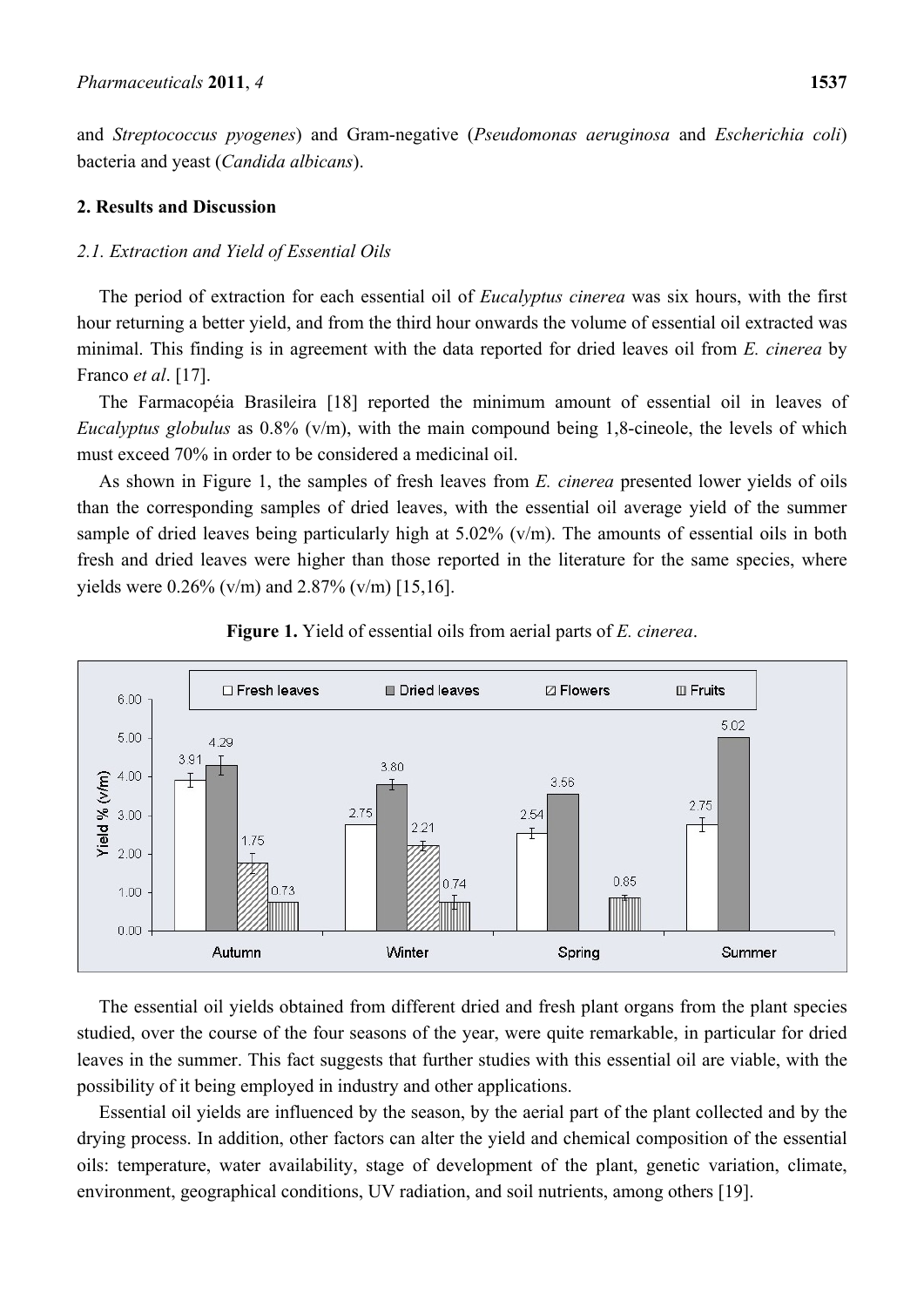and *Streptococcus pyogenes*) and Gram-negative (*Pseudomonas aeruginosa* and *Escherichia coli*) bacteria and yeast (*Candida albicans*).

## 2. Results and Discussion

### 2.1. Extraction and Yield of Essential Oils

The period of extraction for each essential oil of *Eucalyptus cinerea* was six hours, with the first hour returning a better yield, and from the third hour onwards the volume of essential oil extracted was minimal. This finding is in agreement with the data reported for dried leaves oil from *E. cinerea* by Franco *et al*. [17].

The Farmacopéia Brasileira [18] reported the minimum amount of essential oil in leaves of *Eucalyptus globulus* as 0.8% (v/m), with the main compound being 1,8-cineole, the levels of which must exceed 70% in order to be considered a medicinal oil.

As shown in Figure 1, the samples of fresh leaves from *E. cinerea* presented lower yields of oils than the corresponding samples of dried leaves, with the essential oil average yield of the summer sample of dried leaves being particularly high at 5.02% (v/m). The amounts of essential oils in both fresh and dried leaves were higher than those reported in the literature for the same species, where yields were 0.26% (v/m) and 2.87% (v/m) [15,16].

**Figure 1.** Yield of essential oils from aerial parts of *E. cinerea*.

| Season | Fresh leaves | Dried leaves | Flowers | Fruits |
|---|---|---|---|---|
| Autumn | 3.91 | 4.29 | 1.75 | 0.73 |
| Winter | 2.75 | 3.80 | 2.21 | 0.74 |
| Spring | 2.54 | 3.56 | | 0.85 |
| Summer | 2.75 | 5.02 | | |

The essential oil yields obtained from different dried and fresh plant organs from the plant species studied, over the course of the four seasons of the year, were quite remarkable, in particular for dried leaves in the summer. This fact suggests that further studies with this essential oil are viable, with the possibility of it being employed in industry and other applications.

Essential oil yields are influenced by the season, by the aerial part of the plant collected and by the drying process. In addition, other factors can alter the yield and chemical composition of the essential oils: temperature, water availability, stage of development of the plant, genetic variation, climate, environment, geographical conditions, UV radiation, and soil nutrients, among others [19].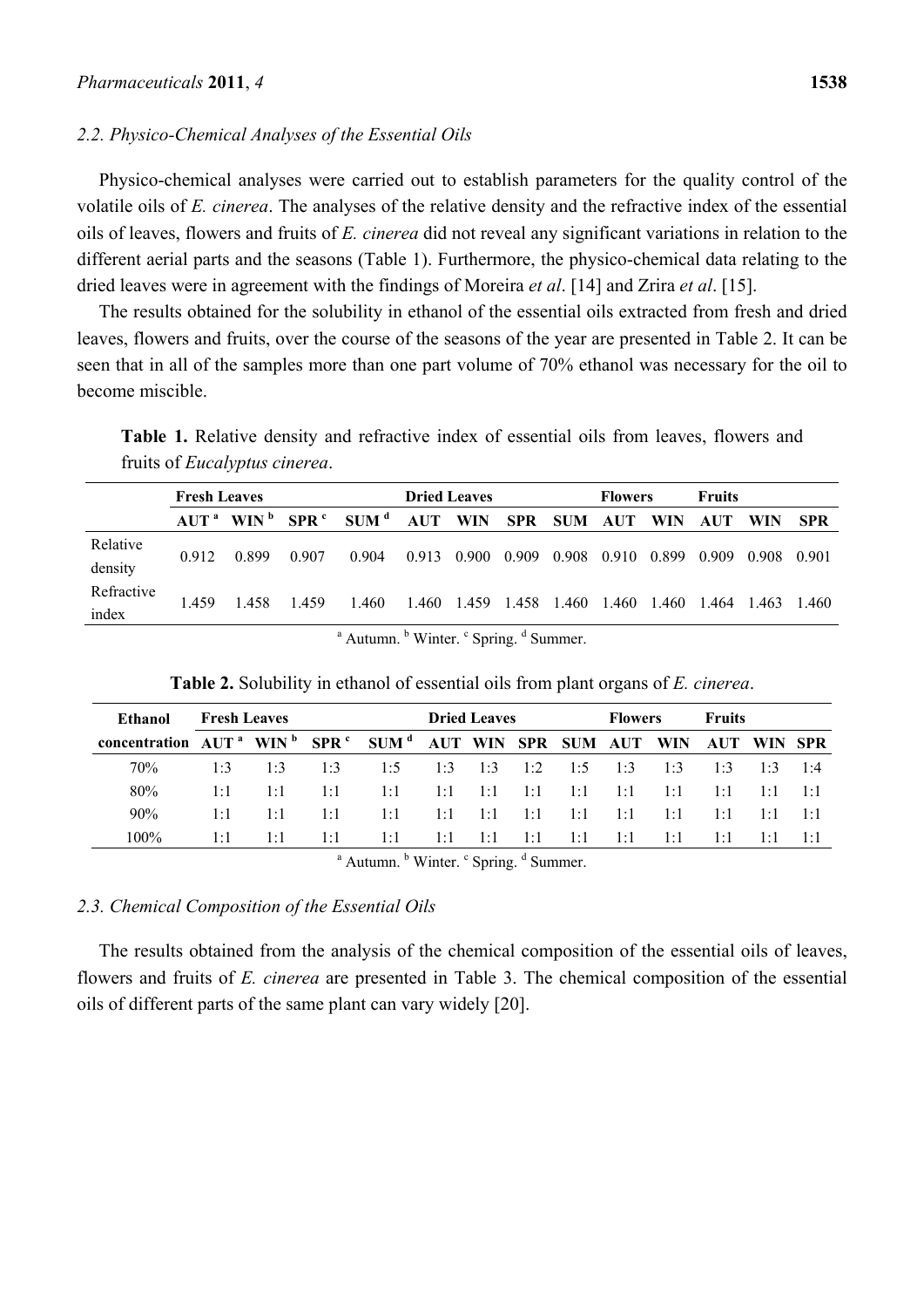### 2.2. Physico-Chemical Analyses of the Essential Oils

Physico-chemical analyses were carried out to establish parameters for the quality control of the volatile oils of *E. cinerea*. The analyses of the relative density and the refractive index of the essential oils of leaves, flowers and fruits of *E. cinerea* did not reveal any significant variations in relation to the different aerial parts and the seasons (Table 1). Furthermore, the physico-chemical data relating to the dried leaves were in agreement with the findings of Moreira *et al*. [14] and Zrira *et al*. [15].

The results obtained for the solubility in ethanol of the essential oils extracted from fresh and dried leaves, flowers and fruits, over the course of the seasons of the year are presented in Table 2. It can be seen that in all of the samples more than one part volume of 70% ethanol was necessary for the oil to become miscible.

**Table 1.** Relative density and refractive index of essential oils from leaves, flowers and fruits of *Eucalyptus cinerea*.

| | Fresh Leaves | | | | Dried Leaves | | | | Flowers | | Fruits | | |
|---|---|---|---|---|---|---|---|---|---|---|---|---|---|
| | AUT [a] | WIN [b] | SPR [c] | SUM [d] | AUT | WIN | SPR | SUM | AUT | WIN | AUT | WIN | SPR |
| Relative density | 0.912 | 0.899 | 0.907 | 0.904 | 0.913 | 0.900 | 0.909 | 0.908 | 0.910 | 0.899 | 0.909 | 0.908 | 0.901 |
| Refractive index | 1.459 | 1.458 | 1.459 | 1.460 | 1.460 | 1.459 | 1.458 | 1.460 | 1.460 | 1.460 | 1.464 | 1.463 | 1.460 |

[a] Autumn. [b] Winter. [c] Spring. [d] Summer.

**Table 2.** Solubility in ethanol of essential oils from plant organs of *E. cinerea*.

| Ethanol | Fresh Leaves | | | | Dried Leaves | | | | Flowers | | Fruits | | |
|---|---|---|---|---|---|---|---|---|---|---|---|---|---|
| concentration | AUT [a] | WIN [b] | SPR [c] | SUM [d] | AUT | WIN | SPR | SUM | AUT | WIN | AUT | WIN | SPR |
| 70% | 1:3 | 1:3 | 1:3 | 1:5 | 1:3 | 1:3 | 1:2 | 1:5 | 1:3 | 1:3 | 1:3 | 1:3 | 1:4 |
| 80% | 1:1 | 1:1 | 1:1 | 1:1 | 1:1 | 1:1 | 1:1 | 1:1 | 1:1 | 1:1 | 1:1 | 1:1 | 1:1 |
| 90% | 1:1 | 1:1 | 1:1 | 1:1 | 1:1 | 1:1 | 1:1 | 1:1 | 1:1 | 1:1 | 1:1 | 1:1 | 1:1 |
| 100% | 1:1 | 1:1 | 1:1 | 1:1 | 1:1 | 1:1 | 1:1 | 1:1 | 1:1 | 1:1 | 1:1 | 1:1 | 1:1 |

[a] Autumn. [b] Winter. [c] Spring. [d] Summer.

### 2.3. Chemical Composition of the Essential Oils

The results obtained from the analysis of the chemical composition of the essential oils of leaves, flowers and fruits of *E. cinerea* are presented in Table 3. The chemical composition of the essential oils of different parts of the same plant can vary widely [20].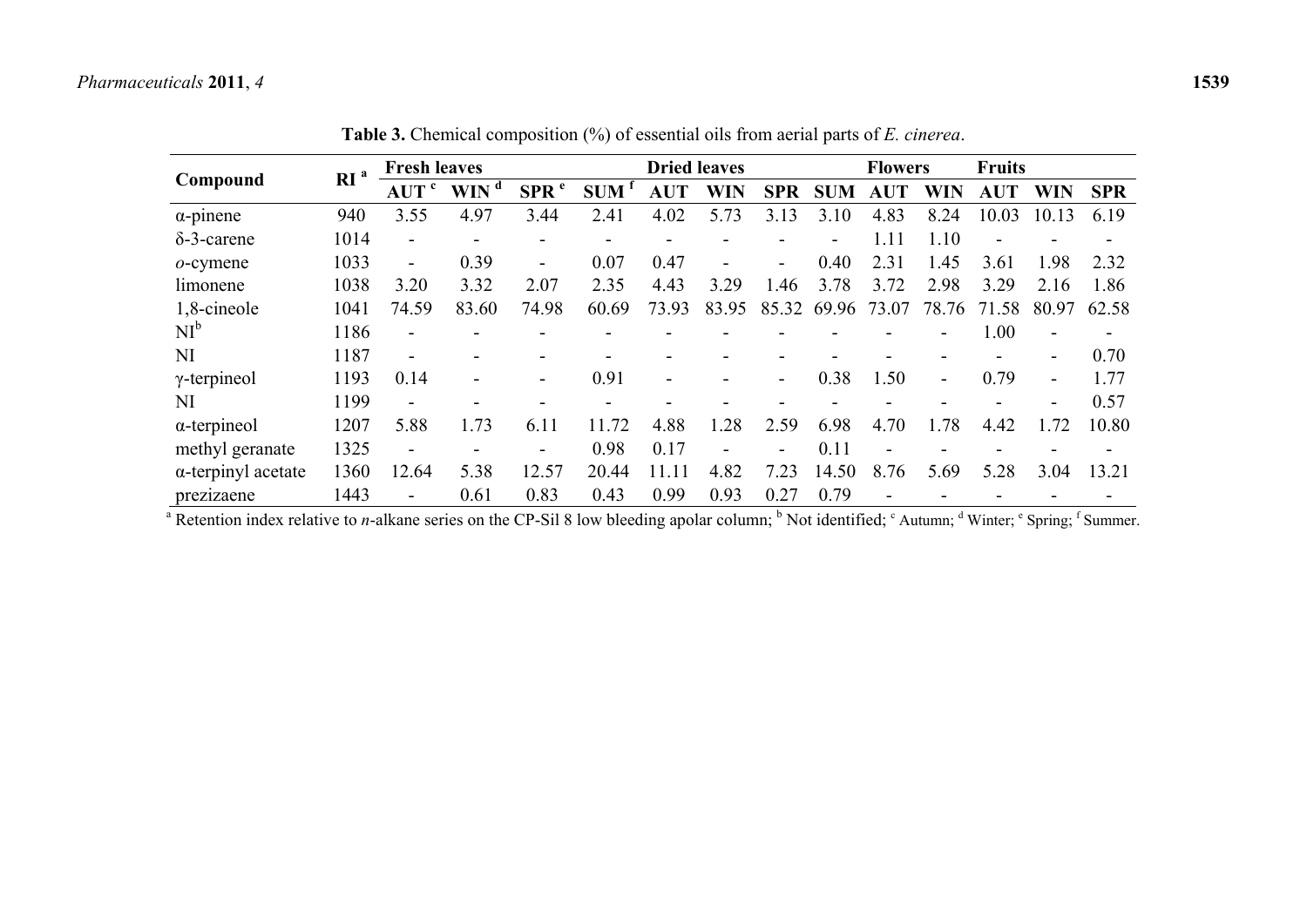**Table 3.** Chemical composition (%) of essential oils from aerial parts of *E. cinerea*.

| Compound | RI [a] | Fresh leaves | | | | Dried leaves | | | | Flowers | | Fruits | | |
|---|---|---|---|---|---|---|---|---|---|---|---|---|---|---|
| | | AUT [c] | WIN [d] | SPR [e] | SUM [f] | AUT | WIN | SPR | SUM | AUT | WIN | AUT | WIN | SPR |
| α-pinene | 940 | 3.55 | 4.97 | 3.44 | 2.41 | 4.02 | 5.73 | 3.13 | 3.10 | 4.83 | 8.24 | 10.03 | 10.13 | 6.19 |
| δ-3-carene | 1014 | - | - | - | - | - | - | - | - | 1.11 | 1.10 | - | - | - |
| *o*-cymene | 1033 | - | 0.39 | - | 0.07 | 0.47 | - | - | 0.40 | 2.31 | 1.45 | 3.61 | 1.98 | 2.32 |
| limonene | 1038 | 3.20 | 3.32 | 2.07 | 2.35 | 4.43 | 3.29 | 1.46 | 3.78 | 3.72 | 2.98 | 3.29 | 2.16 | 1.86 |
| 1,8-cineole | 1041 | 74.59 | 83.60 | 74.98 | 60.69 | 73.93 | 83.95 | 85.32 | 69.96 | 73.07 | 78.76 | 71.58 | 80.97 | 62.58 |
| NI [b] | 1186 | - | - | - | - | - | - | - | - | - | - | 1.00 | - | - |
| NI | 1187 | - | - | - | - | - | - | - | - | - | - | - | - | 0.70 |
| γ-terpineol | 1193 | 0.14 | - | - | 0.91 | - | - | - | 0.38 | 1.50 | - | 0.79 | - | 1.77 |
| NI | 1199 | - | - | - | - | - | - | - | - | - | - | - | - | 0.57 |
| α-terpineol | 1207 | 5.88 | 1.73 | 6.11 | 11.72 | 4.88 | 1.28 | 2.59 | 6.98 | 4.70 | 1.78 | 4.42 | 1.72 | 10.80 |
| methyl geranate | 1325 | - | - | - | 0.98 | 0.17 | - | - | 0.11 | - | - | - | - | - |
| α-terpinyl acetate | 1360 | 12.64 | 5.38 | 12.57 | 20.44 | 11.11 | 4.82 | 7.23 | 14.50 | 8.76 | 5.69 | 5.28 | 3.04 | 13.21 |
| prezizaene | 1443 | - | 0.61 | 0.83 | 0.43 | 0.99 | 0.93 | 0.27 | 0.79 | - | - | - | - | - |

[a] Retention index relative to *n*-alkane series on the CP-Sil 8 low bleeding apolar column; [b] Not identified; [c] Autumn; [d] Winter; [e] Spring; [f] Summer.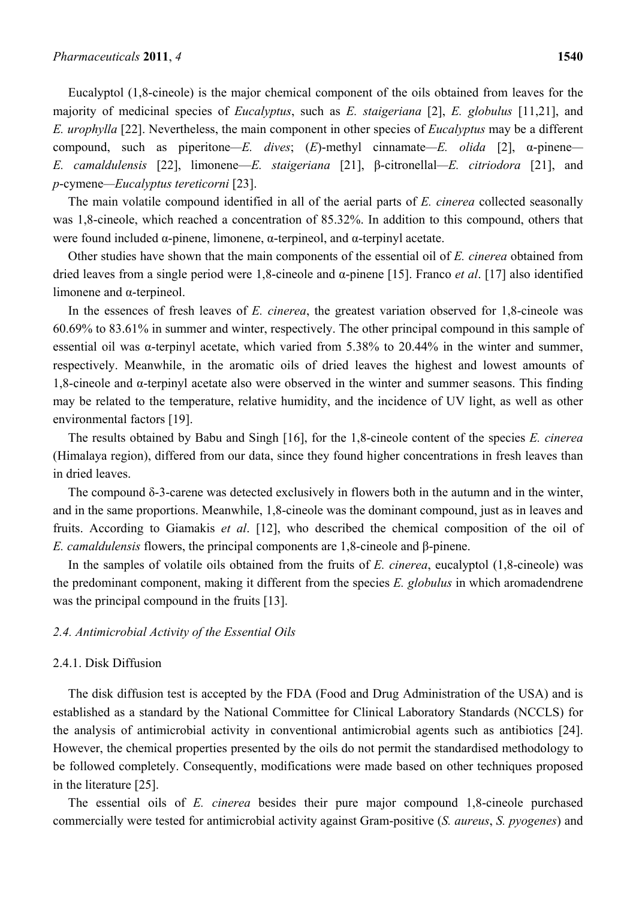Eucalyptol (1,8-cineole) is the major chemical component of the oils obtained from leaves for the majority of medicinal species of *Eucalyptus*, such as *E. staigeriana* [2], *E. globulus* [11,21], and *E. urophylla* [22]. Nevertheless, the main component in other species of *Eucalyptus* may be a different compound, such as piperitone—*E. dives*; (*E*)-methyl cinnamate—*E. olida* [2], α-pinene—*E. camaldulensis* [22], limonene—*E. staigeriana* [21], β-citronellal—*E. citriodora* [21], and *p*-cymene—*Eucalyptus tereticorni* [23].

The main volatile compound identified in all of the aerial parts of *E. cinerea* collected seasonally was 1,8-cineole, which reached a concentration of 85.32%. In addition to this compound, others that were found included α-pinene, limonene, α-terpineol, and α-terpinyl acetate.

Other studies have shown that the main components of the essential oil of *E. cinerea* obtained from dried leaves from a single period were 1,8-cineole and α-pinene [15]. Franco *et al*. [17] also identified limonene and α-terpineol.

In the essences of fresh leaves of *E. cinerea*, the greatest variation observed for 1,8-cineole was 60.69% to 83.61% in summer and winter, respectively. The other principal compound in this sample of essential oil was α-terpinyl acetate, which varied from 5.38% to 20.44% in the winter and summer, respectively. Meanwhile, in the aromatic oils of dried leaves the highest and lowest amounts of 1,8-cineole and α-terpinyl acetate also were observed in the winter and summer seasons. This finding may be related to the temperature, relative humidity, and the incidence of UV light, as well as other environmental factors [19].

The results obtained by Babu and Singh [16], for the 1,8-cineole content of the species *E. cinerea* (Himalaya region), differed from our data, since they found higher concentrations in fresh leaves than in dried leaves.

The compound δ-3-carene was detected exclusively in flowers both in the autumn and in the winter, and in the same proportions. Meanwhile, 1,8-cineole was the dominant compound, just as in leaves and fruits. According to Giamakis *et al*. [12], who described the chemical composition of the oil of *E. camaldulensis* flowers, the principal components are 1,8-cineole and β-pinene.

In the samples of volatile oils obtained from the fruits of *E. cinerea*, eucalyptol (1,8-cineole) was the predominant component, making it different from the species *E. globulus* in which aromadendrene was the principal compound in the fruits [13].

### 2.4. Antimicrobial Activity of the Essential Oils

#### 2.4.1. Disk Diffusion

The disk diffusion test is accepted by the FDA (Food and Drug Administration of the USA) and is established as a standard by the National Committee for Clinical Laboratory Standards (NCCLS) for the analysis of antimicrobial activity in conventional antimicrobial agents such as antibiotics [24]. However, the chemical properties presented by the oils do not permit the standardised methodology to be followed completely. Consequently, modifications were made based on other techniques proposed in the literature [25].

The essential oils of *E. cinerea* besides their pure major compound 1,8-cineole purchased commercially were tested for antimicrobial activity against Gram-positive (*S. aureus*, *S. pyogenes*) and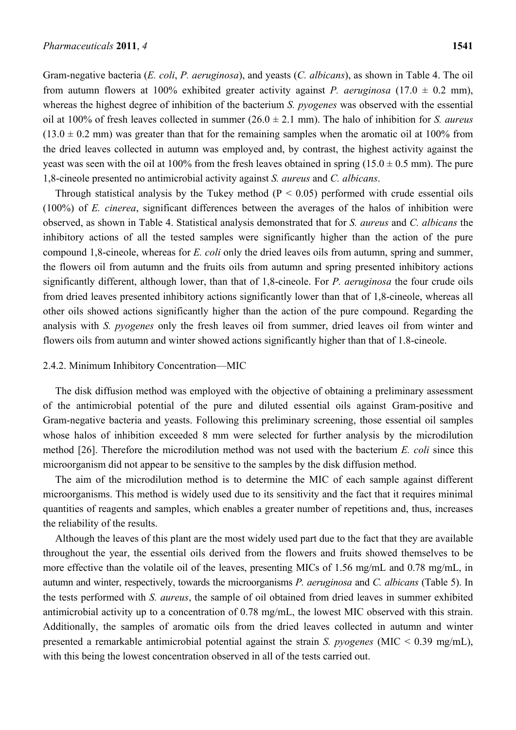Gram-negative bacteria (*E. coli*, *P. aeruginosa*), and yeasts (*C. albicans*), as shown in Table 4. The oil from autumn flowers at 100% exhibited greater activity against *P. aeruginosa* (17.0 ± 0.2 mm), whereas the highest degree of inhibition of the bacterium *S. pyogenes* was observed with the essential oil at 100% of fresh leaves collected in summer (26.0 ± 2.1 mm). The halo of inhibition for *S. aureus* (13.0 ± 0.2 mm) was greater than that for the remaining samples when the aromatic oil at 100% from the dried leaves collected in autumn was employed and, by contrast, the highest activity against the yeast was seen with the oil at 100% from the fresh leaves obtained in spring (15.0 ± 0.5 mm). The pure 1,8-cineole presented no antimicrobial activity against *S. aureus* and *C. albicans*.

Through statistical analysis by the Tukey method ($P < 0.05$) performed with crude essential oils (100%) of *E. cinerea*, significant differences between the averages of the halos of inhibition were observed, as shown in Table 4. Statistical analysis demonstrated that for *S. aureus* and *C. albicans* the inhibitory actions of all the tested samples were significantly higher than the action of the pure compound 1,8-cineole, whereas for *E. coli* only the dried leaves oils from autumn, spring and summer, the flowers oil from autumn and the fruits oils from autumn and spring presented inhibitory actions significantly different, although lower, than that of 1,8-cineole. For *P. aeruginosa* the four crude oils from dried leaves presented inhibitory actions significantly lower than that of 1,8-cineole, whereas all other oils showed actions significantly higher than the action of the pure compound. Regarding the analysis with *S. pyogenes* only the fresh leaves oil from summer, dried leaves oil from winter and flowers oils from autumn and winter showed actions significantly higher than that of 1.8-cineole.

### 2.4.2. Minimum Inhibitory Concentration—MIC

The disk diffusion method was employed with the objective of obtaining a preliminary assessment of the antimicrobial potential of the pure and diluted essential oils against Gram-positive and Gram-negative bacteria and yeasts. Following this preliminary screening, those essential oil samples whose halos of inhibition exceeded 8 mm were selected for further analysis by the microdilution method [26]. Therefore the microdilution method was not used with the bacterium *E. coli* since this microorganism did not appear to be sensitive to the samples by the disk diffusion method.

The aim of the microdilution method is to determine the MIC of each sample against different microorganisms. This method is widely used due to its sensitivity and the fact that it requires minimal quantities of reagents and samples, which enables a greater number of repetitions and, thus, increases the reliability of the results.

Although the leaves of this plant are the most widely used part due to the fact that they are available throughout the year, the essential oils derived from the flowers and fruits showed themselves to be more effective than the volatile oil of the leaves, presenting MICs of 1.56 mg/mL and 0.78 mg/mL, in autumn and winter, respectively, towards the microorganisms *P. aeruginosa* and *C. albicans* (Table 5). In the tests performed with *S. aureus*, the sample of oil obtained from dried leaves in summer exhibited antimicrobial activity up to a concentration of 0.78 mg/mL, the lowest MIC observed with this strain. Additionally, the samples of aromatic oils from the dried leaves collected in autumn and winter presented a remarkable antimicrobial potential against the strain *S. pyogenes* (MIC < 0.39 mg/mL), with this being the lowest concentration observed in all of the tests carried out.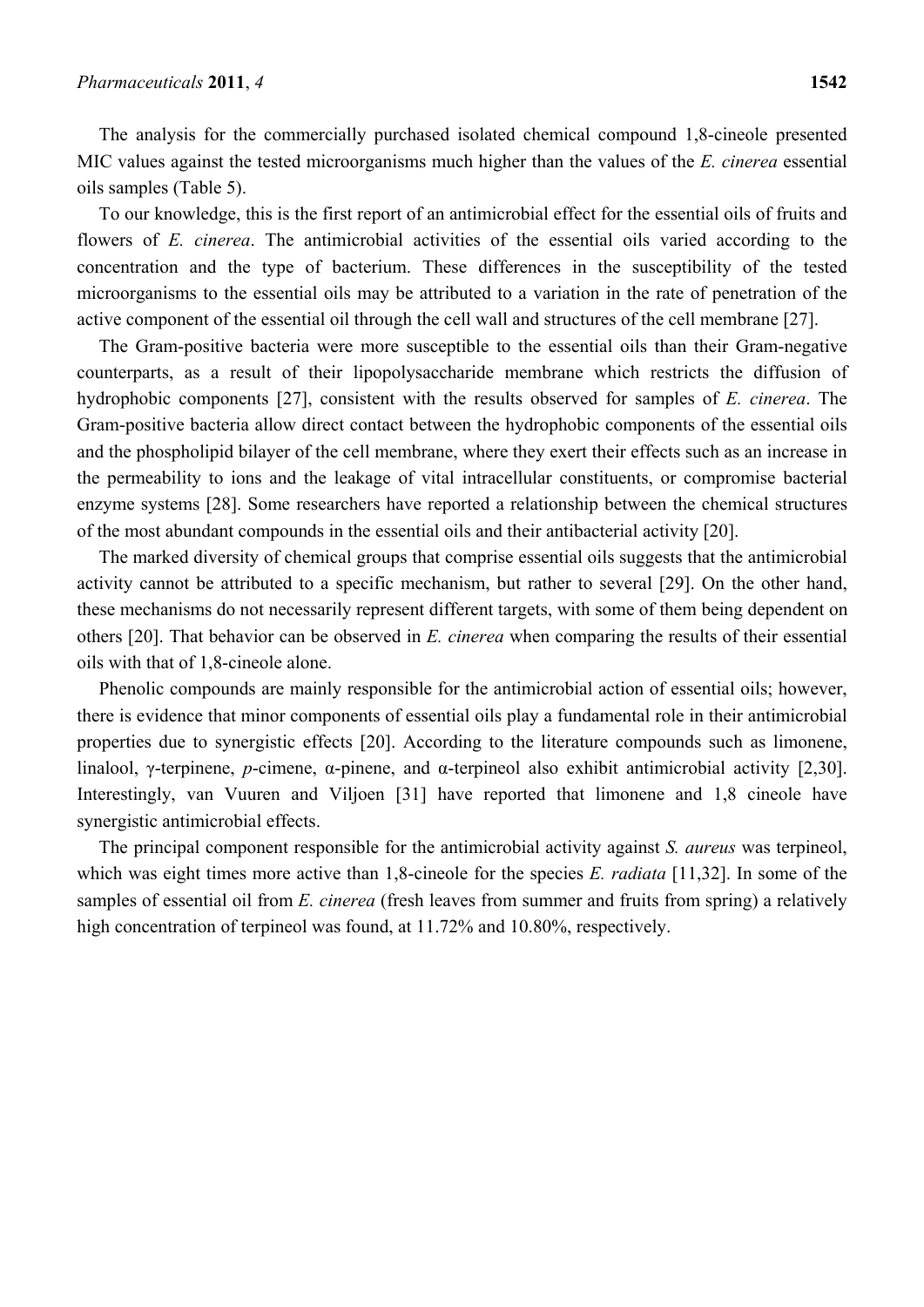The analysis for the commercially purchased isolated chemical compound 1,8-cineole presented MIC values against the tested microorganisms much higher than the values of the *E. cinerea* essential oils samples (Table 5).

To our knowledge, this is the first report of an antimicrobial effect for the essential oils of fruits and flowers of *E. cinerea*. The antimicrobial activities of the essential oils varied according to the concentration and the type of bacterium. These differences in the susceptibility of the tested microorganisms to the essential oils may be attributed to a variation in the rate of penetration of the active component of the essential oil through the cell wall and structures of the cell membrane [27].

The Gram-positive bacteria were more susceptible to the essential oils than their Gram-negative counterparts, as a result of their lipopolysaccharide membrane which restricts the diffusion of hydrophobic components [27], consistent with the results observed for samples of *E. cinerea*. The Gram-positive bacteria allow direct contact between the hydrophobic components of the essential oils and the phospholipid bilayer of the cell membrane, where they exert their effects such as an increase in the permeability to ions and the leakage of vital intracellular constituents, or compromise bacterial enzyme systems [28]. Some researchers have reported a relationship between the chemical structures of the most abundant compounds in the essential oils and their antibacterial activity [20].

The marked diversity of chemical groups that comprise essential oils suggests that the antimicrobial activity cannot be attributed to a specific mechanism, but rather to several [29]. On the other hand, these mechanisms do not necessarily represent different targets, with some of them being dependent on others [20]. That behavior can be observed in *E. cinerea* when comparing the results of their essential oils with that of 1,8-cineole alone.

Phenolic compounds are mainly responsible for the antimicrobial action of essential oils; however, there is evidence that minor components of essential oils play a fundamental role in their antimicrobial properties due to synergistic effects [20]. According to the literature compounds such as limonene, linalool, γ-terpinene, *p*-cimene, α-pinene, and α-terpineol also exhibit antimicrobial activity [2,30]. Interestingly, van Vuuren and Viljoen [31] have reported that limonene and 1,8 cineole have synergistic antimicrobial effects.

The principal component responsible for the antimicrobial activity against *S. aureus* was terpineol, which was eight times more active than 1,8-cineole for the species *E. radiata* [11,32]. In some of the samples of essential oil from *E. cinerea* (fresh leaves from summer and fruits from spring) a relatively high concentration of terpineol was found, at 11.72% and 10.80%, respectively.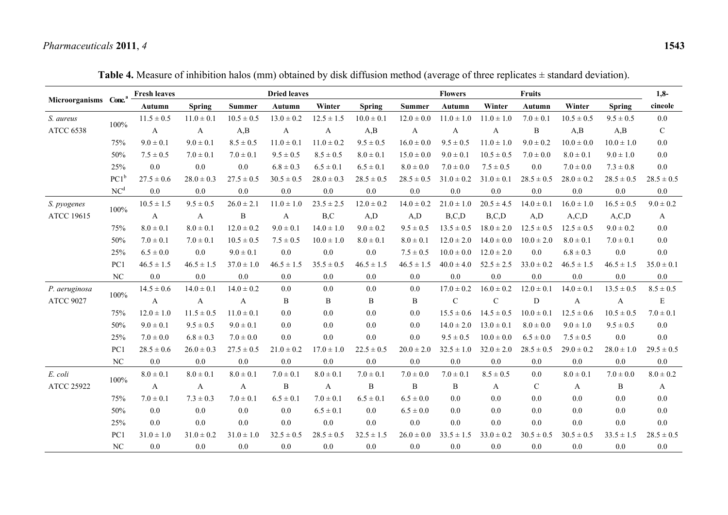**Table 4.** Measure of inhibition halos (mm) obtained by disk diffusion method (average of three replicates ± standard deviation).

| Microorganisms | Conc.[a] | Fresh leaves | | | Dried leaves | | | | Flowers | | Fruits | | | 1,8-cineole |
|---|---|---|---|---|---|---|---|---|---|---|---|---|---|---|
| | | Autumn | Spring | Summer | Autumn | Winter | Spring | Summer | Autumn | Winter | Autumn | Winter | Spring | |
| *S. aureus* ATCC 6538 | 100% | 11.5 ± 0.5 | 11.0 ± 0.1 | 10.5 ± 0.5 | 13.0 ± 0.2 | 12.5 ± 1.5 | 10.0 ± 0.1 | 12.0 ± 0.0 | 11.0 ± 1.0 | 11.0 ± 1.0 | 7.0 ± 0.1 | 10.5 ± 0.5 | 9.5 ± 0.5 | 0.0 |
| | | A | A | A,B | A | A | A,B | A | A | A | B | A,B | A,B | C |
| | 75% | 9.0 ± 0.1 | 9.0 ± 0.1 | 8.5 ± 0.5 | 11.0 ± 0.1 | 11.0 ± 0.2 | 9.5 ± 0.5 | 16.0 ± 0.0 | 9.5 ± 0.5 | 11.0 ± 1.0 | 9.0 ± 0.2 | 10.0 ± 0.0 | 10.0 ± 1.0 | 0.0 |
| | 50% | 7.5 ± 0.5 | 7.0 ± 0.1 | 7.0 ± 0.1 | 9.5 ± 0.5 | 8.5 ± 0.5 | 8.0 ± 0.1 | 15.0 ± 0.0 | 9.0 ± 0.1 | 10.5 ± 0.5 | 7.0 ± 0.0 | 8.0 ± 0.1 | 9.0 ± 1.0 | 0.0 |
| | 25% | 0.0 | 0.0 | 0.0 | 6.8 ± 0.3 | 6.5 ± 0.1 | 6.5 ± 0.1 | 8.0 ± 0.0 | 7.0 ± 0.0 | 7.5 ± 0.5 | 0.0 | 7.0 ± 0.0 | 7.3 ± 0.8 | 0.0 |
| | PC1[b] | 27.5 ± 0.6 | 28.0 ± 0.3 | 27.5 ± 0.5 | 30.5 ± 0.5 | 28.0 ± 0.3 | 28.5 ± 0.5 | 28.5 ± 0.5 | 31.0 ± 0.2 | 31.0 ± 0.1 | 28.5 ± 0.5 | 28.0 ± 0.2 | 28.5 ± 0.5 | 28.5 ± 0.5 |
| | NC[d] | 0.0 | 0.0 | 0.0 | 0.0 | 0.0 | 0.0 | 0.0 | 0.0 | 0.0 | 0.0 | 0.0 | 0.0 | 0.0 |
| *S. pyogenes* ATCC 19615 | 100% | 10.5 ± 1.5 | 9.5 ± 0.5 | 26.0 ± 2.1 | 11.0 ± 1.0 | 23.5 ± 2.5 | 12.0 ± 0.2 | 14.0 ± 0.2 | 21.0 ± 1.0 | 20.5 ± 4.5 | 14.0 ± 0.1 | 16.0 ± 1.0 | 16.5 ± 0.5 | 9.0 ± 0.2 |
| | | A | A | B | A | B,C | A,D | A,D | B,C,D | B,C,D | A,D | A,C,D | A,C,D | A |
| | 75% | 8.0 ± 0.1 | 8.0 ± 0.1 | 12.0 ± 0.2 | 9.0 ± 0.1 | 14.0 ± 1.0 | 9.0 ± 0.2 | 9.5 ± 0.5 | 13.5 ± 0.5 | 18.0 ± 2.0 | 12.5 ± 0.5 | 12.5 ± 0.5 | 9.0 ± 0.2 | 0.0 |
| | 50% | 7.0 ± 0.1 | 7.0 ± 0.1 | 10.5 ± 0.5 | 7.5 ± 0.5 | 10.0 ± 1.0 | 8.0 ± 0.1 | 8.0 ± 0.1 | 12.0 ± 2.0 | 14.0 ± 0.0 | 10.0 ± 2.0 | 8.0 ± 0.1 | 7.0 ± 0.1 | 0.0 |
| | 25% | 6.5 ± 0.0 | 0.0 | 9.0 ± 0.1 | 0.0 | 0.0 | 0.0 | 7.5 ± 0.5 | 10.0 ± 0.0 | 12.0 ± 2.0 | 0.0 | 6.8 ± 0.3 | 0.0 | 0.0 |
| | PC1 | 46.5 ± 1.5 | 46.5 ± 1.5 | 37.0 ± 1.0 | 46.5 ± 1.5 | 35.5 ± 0.5 | 46.5 ± 1.5 | 46.5 ± 1.5 | 40.0 ± 4.0 | 52.5 ± 2.5 | 33.0 ± 0.2 | 46.5 ± 1.5 | 46.5 ± 1.5 | 35.0 ± 0.1 |
| | NC | 0.0 | 0.0 | 0.0 | 0.0 | 0.0 | 0.0 | 0.0 | 0.0 | 0.0 | 0.0 | 0.0 | 0.0 | 0.0 |
| *P. aeruginosa* ATCC 9027 | 100% | 14.5 ± 0.6 | 14.0 ± 0.1 | 14.0 ± 0.2 | 0.0 | 0.0 | 0.0 | 0.0 | 17.0 ± 0.2 | 16.0 ± 0.2 | 12.0 ± 0.1 | 14.0 ± 0.1 | 13.5 ± 0.5 | 8.5 ± 0.5 |
| | | A | A | A | B | B | B | B | C | C | D | A | A | E |
| | 75% | 12.0 ± 1.0 | 11.5 ± 0.5 | 11.0 ± 0.1 | 0.0 | 0.0 | 0.0 | 0.0 | 15.5 ± 0.6 | 14.5 ± 0.5 | 10.0 ± 0.1 | 12.5 ± 0.6 | 10.5 ± 0.5 | 7.0 ± 0.1 |
| | 50% | 9.0 ± 0.1 | 9.5 ± 0.5 | 9.0 ± 0.1 | 0.0 | 0.0 | 0.0 | 0.0 | 14.0 ± 2.0 | 13.0 ± 0.1 | 8.0 ± 0.0 | 9.0 ± 1.0 | 9.5 ± 0.5 | 0.0 |
| | 25% | 7.0 ± 0.0 | 6.8 ± 0.3 | 7.0 ± 0.0 | 0.0 | 0.0 | 0.0 | 0.0 | 9.5 ± 0.5 | 10.0 ± 0.0 | 6.5 ± 0.0 | 7.5 ± 0.5 | 0.0 | 0.0 |
| | PC1 | 28.5 ± 0.6 | 26.0 ± 0.3 | 27.5 ± 0.5 | 21.0 ± 0.2 | 17.0 ± 1.0 | 22.5 ± 0.5 | 20.0 ± 2.0 | 32.5 ± 1.0 | 32.0 ± 2.0 | 28.5 ± 0.5 | 29.0 ± 0.2 | 28.0 ± 1.0 | 29.5 ± 0.5 |
| | NC | 0.0 | 0.0 | 0.0 | 0.0 | 0.0 | 0.0 | 0.0 | 0.0 | 0.0 | 0.0 | 0.0 | 0.0 | 0.0 |
| *E. coli* ATCC 25922 | 100% | 8.0 ± 0.1 | 8.0 ± 0.1 | 8.0 ± 0.1 | 7.0 ± 0.1 | 8.0 ± 0.1 | 7.0 ± 0.1 | 7.0 ± 0.0 | 7.0 ± 0.1 | 8.5 ± 0.5 | 0.0 | 8.0 ± 0.1 | 7.0 ± 0.0 | 8.0 ± 0.2 |
| | | A | A | A | B | A | B | B | B | A | C | A | B | A |
| | 75% | 7.0 ± 0.1 | 7.3 ± 0.3 | 7.0 ± 0.1 | 6.5 ± 0.1 | 7.0 ± 0.1 | 6.5 ± 0.1 | 6.5 ± 0.0 | 0.0 | 0.0 | 0.0 | 0.0 | 0.0 | 0.0 |
| | 50% | 0.0 | 0.0 | 0.0 | 0.0 | 6.5 ± 0.1 | 0.0 | 6.5 ± 0.0 | 0.0 | 0.0 | 0.0 | 0.0 | 0.0 | 0.0 |
| | 25% | 0.0 | 0.0 | 0.0 | 0.0 | 0.0 | 0.0 | 0.0 | 0.0 | 0.0 | 0.0 | 0.0 | 0.0 | 0.0 |
| | PC1 | 31.0 ± 1.0 | 31.0 ± 0.2 | 31.0 ± 1.0 | 32.5 ± 0.5 | 28.5 ± 0.5 | 32.5 ± 1.5 | 26.0 ± 0.0 | 33.5 ± 1.5 | 33.0 ± 0.2 | 30.5 ± 0.5 | 30.5 ± 0.5 | 33.5 ± 1.5 | 28.5 ± 0.5 |
| | NC | 0.0 | 0.0 | 0.0 | 0.0 | 0.0 | 0.0 | 0.0 | 0.0 | 0.0 | 0.0 | 0.0 | 0.0 | 0.0 |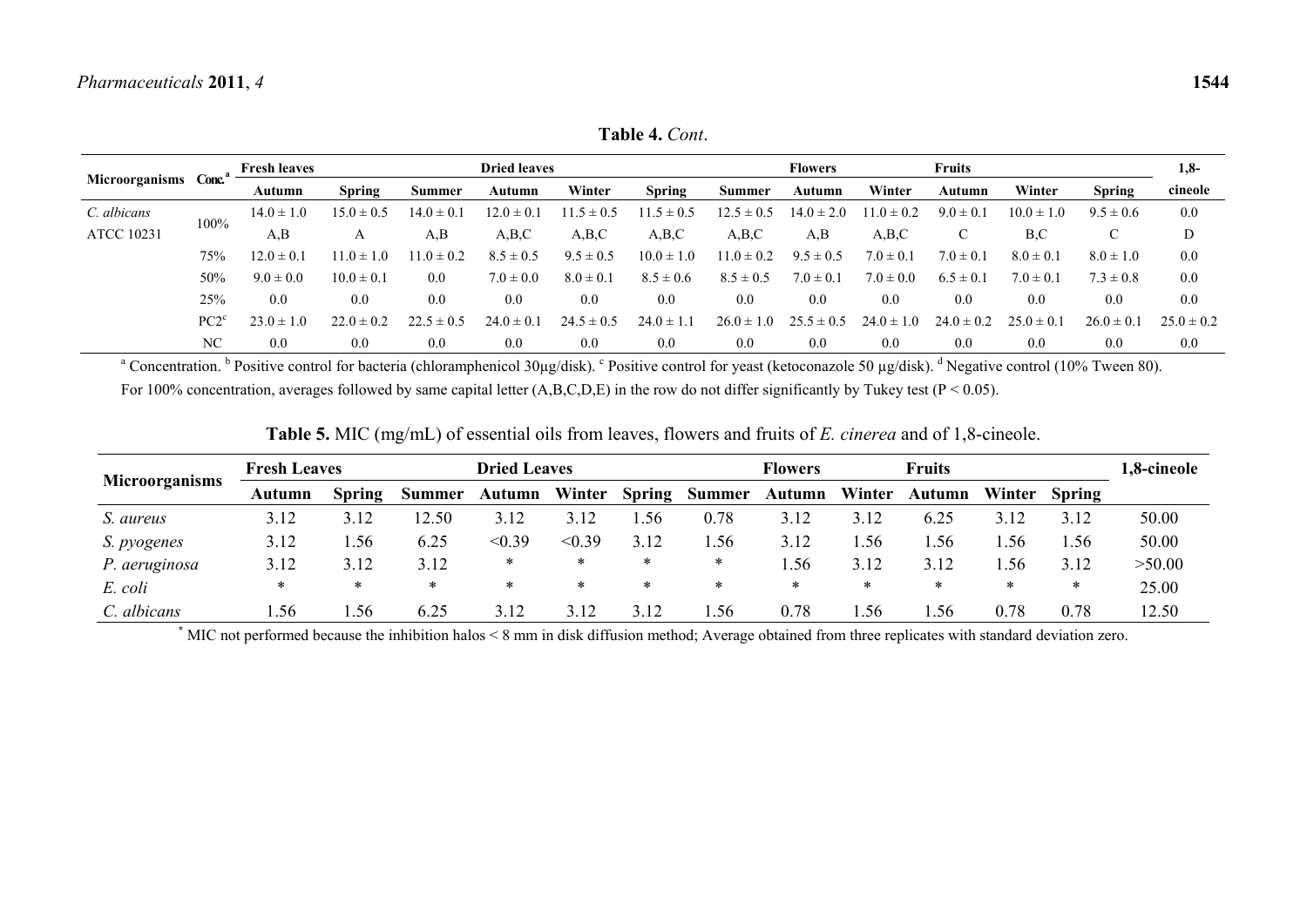**Table 4.** *Cont*.

| Microorganisms | Conc.[a] | Fresh leaves | | | Dried leaves | | | | Flowers | | Fruits | | | 1,8-cineole |
|---|---|---|---|---|---|---|---|---|---|---|---|---|---|---|
| | | Autumn | Spring | Summer | Autumn | Winter | Spring | Summer | Autumn | Winter | Autumn | Winter | Spring | |
| *C. albicans* ATCC 10231 | 100% | 14.0 ± 1.0 A,B | 15.0 ± 0.5 A | 14.0 ± 0.1 A,B | 12.0 ± 0.1 A,B,C | 11.5 ± 0.5 A,B,C | 11.5 ± 0.5 A,B,C | 12.5 ± 0.5 A,B,C | 14.0 ± 2.0 A,B | 11.0 ± 0.2 A,B,C | 9.0 ± 0.1 C | 10.0 ± 1.0 B,C | 9.5 ± 0.6 C | 0.0 D |
| | 75% | 12.0 ± 0.1 | 11.0 ± 1.0 | 11.0 ± 0.2 | 8.5 ± 0.5 | 9.5 ± 0.5 | 10.0 ± 1.0 | 11.0 ± 0.2 | 9.5 ± 0.5 | 7.0 ± 0.1 | 7.0 ± 0.1 | 8.0 ± 0.1 | 8.0 ± 1.0 | 0.0 |
| | 50% | 9.0 ± 0.0 | 10.0 ± 0.1 | 0.0 | 7.0 ± 0.0 | 8.0 ± 0.1 | 8.5 ± 0.6 | 8.5 ± 0.5 | 7.0 ± 0.1 | 7.0 ± 0.0 | 6.5 ± 0.1 | 7.0 ± 0.1 | 7.3 ± 0.8 | 0.0 |
| | 25% | 0.0 | 0.0 | 0.0 | 0.0 | 0.0 | 0.0 | 0.0 | 0.0 | 0.0 | 0.0 | 0.0 | 0.0 | 0.0 |
| | PC2[c] | 23.0 ± 1.0 | 22.0 ± 0.2 | 22.5 ± 0.5 | 24.0 ± 0.1 | 24.5 ± 0.5 | 24.0 ± 1.1 | 26.0 ± 1.0 | 25.5 ± 0.5 | 24.0 ± 1.0 | 24.0 ± 0.2 | 25.0 ± 0.1 | 26.0 ± 0.1 | 25.0 ± 0.2 |
| | NC | 0.0 | 0.0 | 0.0 | 0.0 | 0.0 | 0.0 | 0.0 | 0.0 | 0.0 | 0.0 | 0.0 | 0.0 | 0.0 |

[a] Concentration. [b] Positive control for bacteria (chloramphenicol 30µg/disk). [c] Positive control for yeast (ketoconazole 50 µg/disk). [d] Negative control (10% Tween 80).
For 100% concentration, averages followed by same capital letter (A,B,C,D,E) in the row do not differ significantly by Tukey test ($P < 0.05$).

**Table 5.** MIC (mg/mL) of essential oils from leaves, flowers and fruits of *E. cinerea* and of 1,8-cineole.

| Microorganisms | Fresh Leaves | | | Dried Leaves | | | | Flowers | | Fruits | | | 1,8-cineole |
|---|---|---|---|---|---|---|---|---|---|---|---|---|---|
| | Autumn | Spring | Summer | Autumn | Winter | Spring | Summer | Autumn | Winter | Autumn | Winter | Spring | |
| *S. aureus* | 3.12 | 3.12 | 12.50 | 3.12 | 3.12 | 1.56 | 0.78 | 3.12 | 3.12 | 6.25 | 3.12 | 3.12 | 50.00 |
| *S. pyogenes* | 3.12 | 1.56 | 6.25 | <0.39 | <0.39 | 3.12 | 1.56 | 3.12 | 1.56 | 1.56 | 1.56 | 1.56 | 50.00 |
| *P. aeruginosa* | 3.12 | 3.12 | 3.12 | * | * | * | * | 1.56 | 3.12 | 3.12 | 1.56 | 3.12 | >50.00 |
| *E. coli* | * | * | * | * | * | * | * | * | * | * | * | * | 25.00 |
| *C. albicans* | 1.56 | 1.56 | 6.25 | 3.12 | 3.12 | 3.12 | 1.56 | 0.78 | 1.56 | 1.56 | 0.78 | 0.78 | 12.50 |

* MIC not performed because the inhibition halos < 8 mm in disk diffusion method; Average obtained from three replicates with standard deviation zero.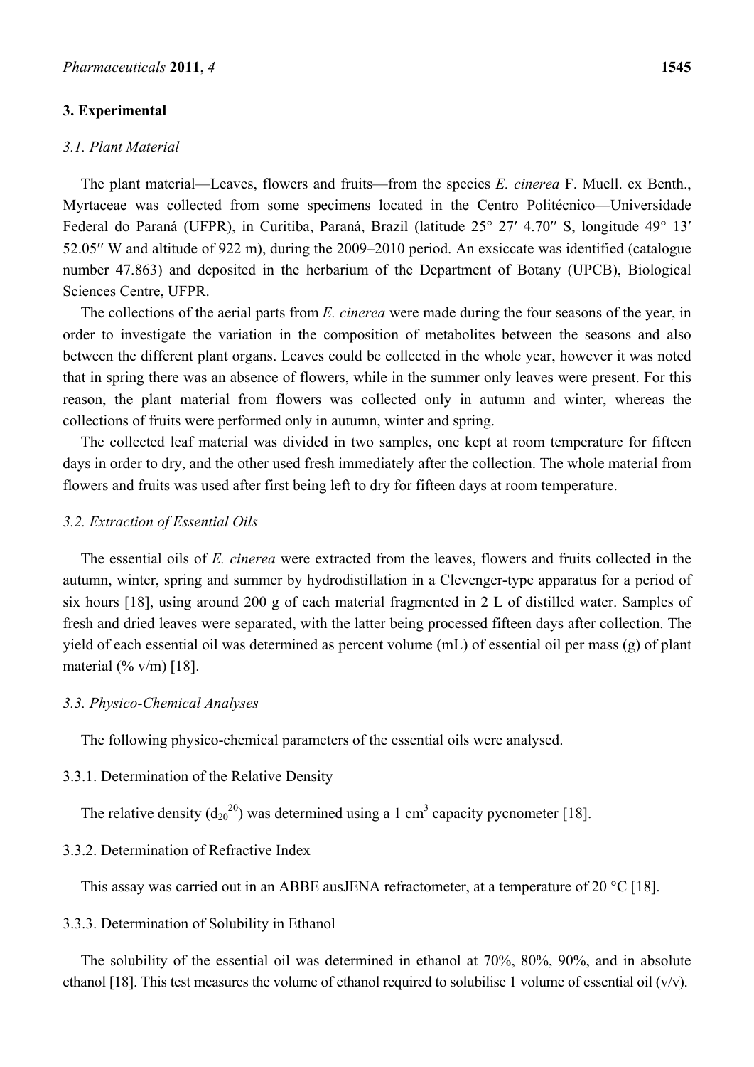## 3. Experimental

### *3.1. Plant Material*

The plant material—Leaves, flowers and fruits—from the species *E. cinerea* F. Muell. ex Benth., Myrtaceae was collected from some specimens located in the Centro Politécnico—Universidade Federal do Paraná (UFPR), in Curitiba, Paraná, Brazil (latitude 25° 27′ 4.70″ S, longitude 49° 13′ 52.05″ W and altitude of 922 m), during the 2009–2010 period. An exsiccate was identified (catalogue number 47.863) and deposited in the herbarium of the Department of Botany (UPCB), Biological Sciences Centre, UFPR.

The collections of the aerial parts from *E. cinerea* were made during the four seasons of the year, in order to investigate the variation in the composition of metabolites between the seasons and also between the different plant organs. Leaves could be collected in the whole year, however it was noted that in spring there was an absence of flowers, while in the summer only leaves were present. For this reason, the plant material from flowers was collected only in autumn and winter, whereas the collections of fruits were performed only in autumn, winter and spring.

The collected leaf material was divided in two samples, one kept at room temperature for fifteen days in order to dry, and the other used fresh immediately after the collection. The whole material from flowers and fruits was used after first being left to dry for fifteen days at room temperature.

### *3.2. Extraction of Essential Oils*

The essential oils of *E. cinerea* were extracted from the leaves, flowers and fruits collected in the autumn, winter, spring and summer by hydrodistillation in a Clevenger-type apparatus for a period of six hours [18], using around 200 g of each material fragmented in 2 L of distilled water. Samples of fresh and dried leaves were separated, with the latter being processed fifteen days after collection. The yield of each essential oil was determined as percent volume (mL) of essential oil per mass (g) of plant material (% v/m) [18].

### *3.3. Physico-Chemical Analyses*

The following physico-chemical parameters of the essential oils were analysed.

#### 3.3.1. Determination of the Relative Density

The relative density ($d_{20}^{20}$) was determined using a 1 $cm^3$ capacity pycnometer [18].

#### 3.3.2. Determination of Refractive Index

This assay was carried out in an ABBE ausJENA refractometer, at a temperature of 20 °C [18].

#### 3.3.3. Determination of Solubility in Ethanol

The solubility of the essential oil was determined in ethanol at 70%, 80%, 90%, and in absolute ethanol [18]. This test measures the volume of ethanol required to solubilise 1 volume of essential oil (v/v).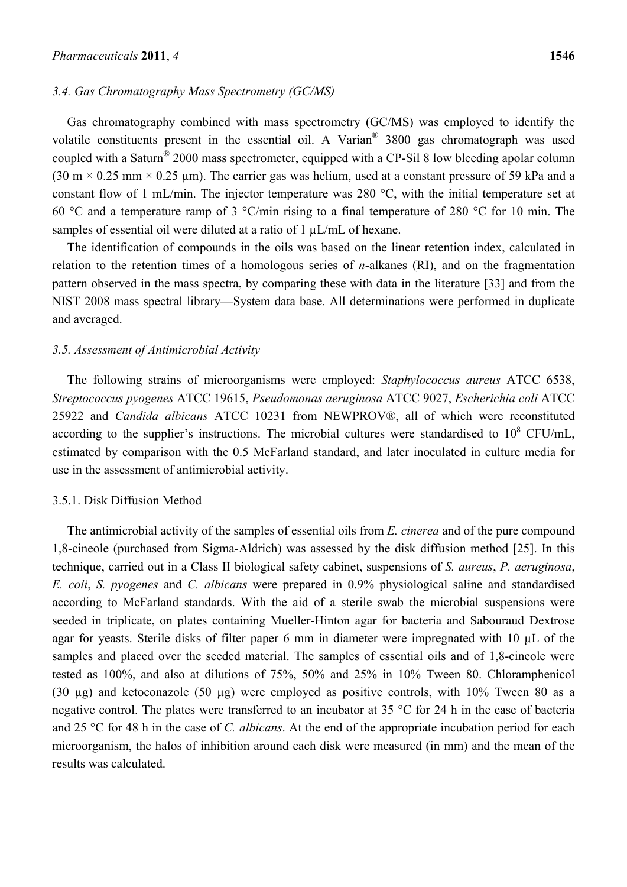### *3.4. Gas Chromatography Mass Spectrometry (GC/MS)*

Gas chromatography combined with mass spectrometry (GC/MS) was employed to identify the volatile constituents present in the essential oil. A Varian® 3800 gas chromatograph was used coupled with a Saturn® 2000 mass spectrometer, equipped with a CP-Sil 8 low bleeding apolar column (30 m × 0.25 mm × 0.25 µm). The carrier gas was helium, used at a constant pressure of 59 kPa and a constant flow of 1 mL/min. The injector temperature was 280 °C, with the initial temperature set at 60 °C and a temperature ramp of 3 °C/min rising to a final temperature of 280 °C for 10 min. The samples of essential oil were diluted at a ratio of 1 µL/mL of hexane.

The identification of compounds in the oils was based on the linear retention index, calculated in relation to the retention times of a homologous series of *n*-alkanes (RI), and on the fragmentation pattern observed in the mass spectra, by comparing these with data in the literature [33] and from the NIST 2008 mass spectral library—System data base. All determinations were performed in duplicate and averaged.

### *3.5. Assessment of Antimicrobial Activity*

The following strains of microorganisms were employed: *Staphylococcus aureus* ATCC 6538, *Streptococcus pyogenes* ATCC 19615, *Pseudomonas aeruginosa* ATCC 9027, *Escherichia coli* ATCC 25922 and *Candida albicans* ATCC 10231 from NEWPROV®, all of which were reconstituted according to the supplier's instructions. The microbial cultures were standardised to $10^8$ CFU/mL, estimated by comparison with the 0.5 McFarland standard, and later inoculated in culture media for use in the assessment of antimicrobial activity.

#### 3.5.1. Disk Diffusion Method

The antimicrobial activity of the samples of essential oils from *E. cinerea* and of the pure compound 1,8-cineole (purchased from Sigma-Aldrich) was assessed by the disk diffusion method [25]. In this technique, carried out in a Class II biological safety cabinet, suspensions of *S. aureus*, *P. aeruginosa*, *E. coli*, *S. pyogenes* and *C. albicans* were prepared in 0.9% physiological saline and standardised according to McFarland standards. With the aid of a sterile swab the microbial suspensions were seeded in triplicate, on plates containing Mueller-Hinton agar for bacteria and Sabouraud Dextrose agar for yeasts. Sterile disks of filter paper 6 mm in diameter were impregnated with 10 µL of the samples and placed over the seeded material. The samples of essential oils and of 1,8-cineole were tested as 100%, and also at dilutions of 75%, 50% and 25% in 10% Tween 80. Chloramphenicol (30 µg) and ketoconazole (50 µg) were employed as positive controls, with 10% Tween 80 as a negative control. The plates were transferred to an incubator at 35 °C for 24 h in the case of bacteria and 25 °C for 48 h in the case of *C. albicans*. At the end of the appropriate incubation period for each microorganism, the halos of inhibition around each disk were measured (in mm) and the mean of the results was calculated.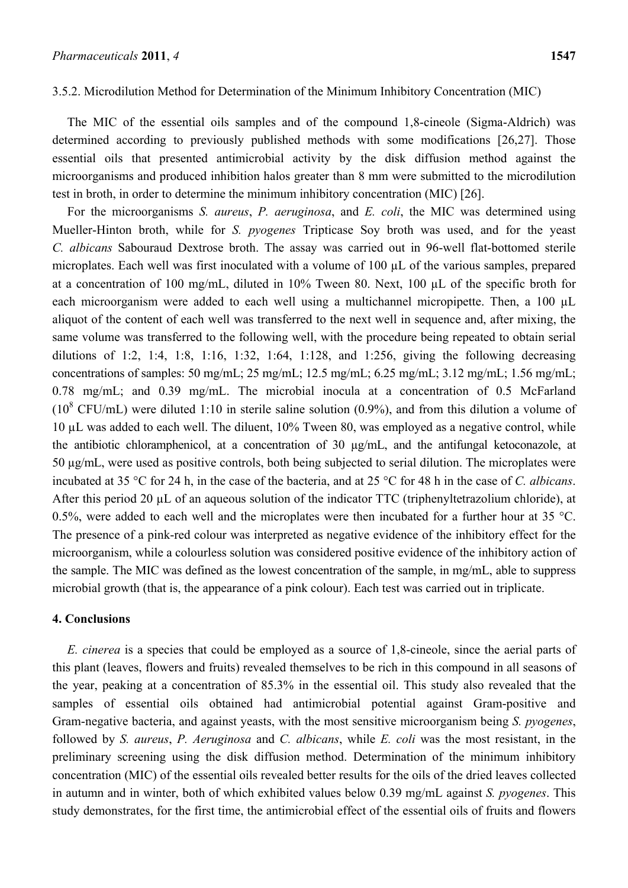### 3.5.2. Microdilution Method for Determination of the Minimum Inhibitory Concentration (MIC)

The MIC of the essential oils samples and of the compound 1,8-cineole (Sigma-Aldrich) was determined according to previously published methods with some modifications [26,27]. Those essential oils that presented antimicrobial activity by the disk diffusion method against the microorganisms and produced inhibition halos greater than 8 mm were submitted to the microdilution test in broth, in order to determine the minimum inhibitory concentration (MIC) [26].

For the microorganisms *S. aureus*, *P. aeruginosa*, and *E. coli*, the MIC was determined using Mueller-Hinton broth, while for *S. pyogenes* Tripticase Soy broth was used, and for the yeast *C. albicans* Sabouraud Dextrose broth. The assay was carried out in 96-well flat-bottomed sterile microplates. Each well was first inoculated with a volume of 100 µL of the various samples, prepared at a concentration of 100 mg/mL, diluted in 10% Tween 80. Next, 100 µL of the specific broth for each microorganism were added to each well using a multichannel micropipette. Then, a 100 µL aliquot of the content of each well was transferred to the next well in sequence and, after mixing, the same volume was transferred to the following well, with the procedure being repeated to obtain serial dilutions of 1:2, 1:4, 1:8, 1:16, 1:32, 1:64, 1:128, and 1:256, giving the following decreasing concentrations of samples: 50 mg/mL; 25 mg/mL; 12.5 mg/mL; 6.25 mg/mL; 3.12 mg/mL; 1.56 mg/mL; 0.78 mg/mL; and 0.39 mg/mL. The microbial inocula at a concentration of 0.5 McFarland ($10^8$ CFU/mL) were diluted 1:10 in sterile saline solution (0.9%), and from this dilution a volume of 10 µL was added to each well. The diluent, 10% Tween 80, was employed as a negative control, while the antibiotic chloramphenicol, at a concentration of 30 µg/mL, and the antifungal ketoconazole, at 50 µg/mL, were used as positive controls, both being subjected to serial dilution. The microplates were incubated at 35 °C for 24 h, in the case of the bacteria, and at 25 °C for 48 h in the case of *C. albicans*. After this period 20 µL of an aqueous solution of the indicator TTC (triphenyltetrazolium chloride), at 0.5%, were added to each well and the microplates were then incubated for a further hour at 35 °C. The presence of a pink-red colour was interpreted as negative evidence of the inhibitory effect for the microorganism, while a colourless solution was considered positive evidence of the inhibitory action of the sample. The MIC was defined as the lowest concentration of the sample, in mg/mL, able to suppress microbial growth (that is, the appearance of a pink colour). Each test was carried out in triplicate.

## 4. Conclusions

*E. cinerea* is a species that could be employed as a source of 1,8-cineole, since the aerial parts of this plant (leaves, flowers and fruits) revealed themselves to be rich in this compound in all seasons of the year, peaking at a concentration of 85.3% in the essential oil. This study also revealed that the samples of essential oils obtained had antimicrobial potential against Gram-positive and Gram-negative bacteria, and against yeasts, with the most sensitive microorganism being *S. pyogenes*, followed by *S. aureus*, *P. Aeruginosa* and *C. albicans*, while *E. coli* was the most resistant, in the preliminary screening using the disk diffusion method. Determination of the minimum inhibitory concentration (MIC) of the essential oils revealed better results for the oils of the dried leaves collected in autumn and in winter, both of which exhibited values below 0.39 mg/mL against *S. pyogenes*. This study demonstrates, for the first time, the antimicrobial effect of the essential oils of fruits and flowers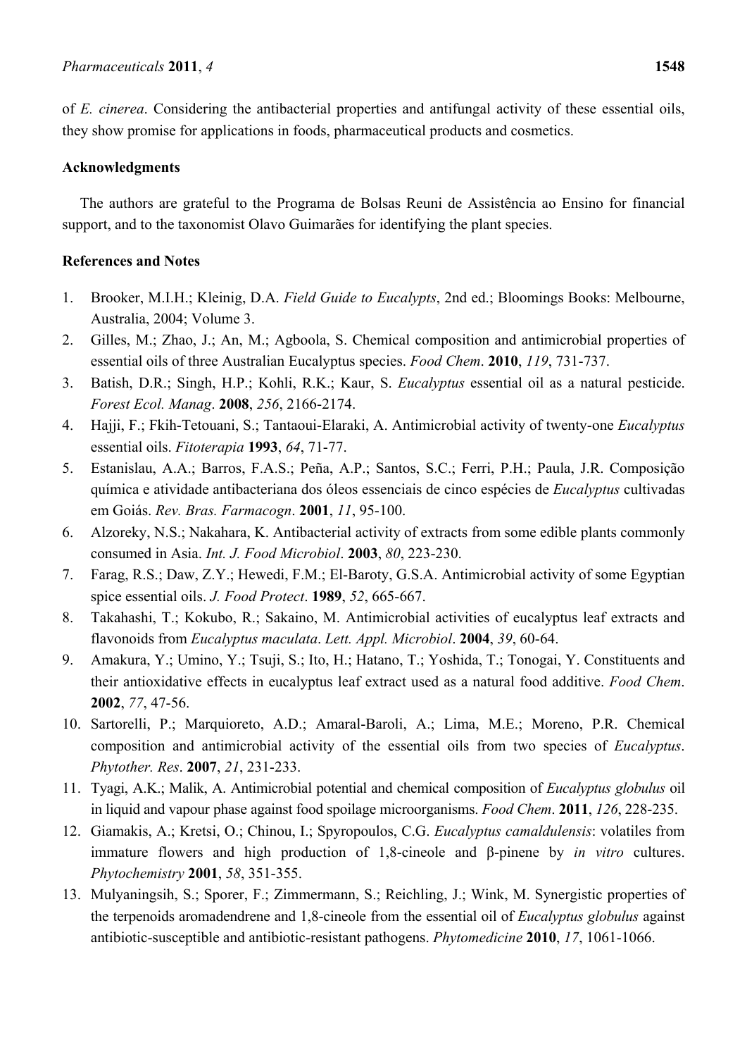of *E. cinerea*. Considering the antibacterial properties and antifungal activity of these essential oils, they show promise for applications in foods, pharmaceutical products and cosmetics.

## Acknowledgments

The authors are grateful to the Programa de Bolsas Reuni de Assistência ao Ensino for financial support, and to the taxonomist Olavo Guimarães for identifying the plant species.

## References and Notes

1. Brooker, M.I.H.; Kleinig, D.A. *Field Guide to Eucalypts*, 2nd ed.; Bloomings Books: Melbourne, Australia, 2004; Volume 3.
2. Gilles, M.; Zhao, J.; An, M.; Agboola, S. Chemical composition and antimicrobial properties of essential oils of three Australian Eucalyptus species. *Food Chem*. **2010**, *119*, 731-737.
3. Batish, D.R.; Singh, H.P.; Kohli, R.K.; Kaur, S. *Eucalyptus* essential oil as a natural pesticide. *Forest Ecol. Manag*. **2008**, *256*, 2166-2174.
4. Hajji, F.; Fkih-Tetouani, S.; Tantaoui-Elaraki, A. Antimicrobial activity of twenty-one *Eucalyptus* essential oils. *Fitoterapia* **1993**, *64*, 71-77.
5. Estanislau, A.A.; Barros, F.A.S.; Peña, A.P.; Santos, S.C.; Ferri, P.H.; Paula, J.R. Composição química e atividade antibacteriana dos óleos essenciais de cinco espécies de *Eucalyptus* cultivadas em Goiás. *Rev. Bras. Farmacogn*. **2001**, *11*, 95-100.
6. Alzoreky, N.S.; Nakahara, K. Antibacterial activity of extracts from some edible plants commonly consumed in Asia. *Int. J. Food Microbiol*. **2003**, *80*, 223-230.
7. Farag, R.S.; Daw, Z.Y.; Hewedi, F.M.; El-Baroty, G.S.A. Antimicrobial activity of some Egyptian spice essential oils. *J. Food Protect*. **1989**, *52*, 665-667.
8. Takahashi, T.; Kokubo, R.; Sakaino, M. Antimicrobial activities of eucalyptus leaf extracts and flavonoids from *Eucalyptus maculata*. *Lett. Appl. Microbiol*. **2004**, *39*, 60-64.
9. Amakura, Y.; Umino, Y.; Tsuji, S.; Ito, H.; Hatano, T.; Yoshida, T.; Tonogai, Y. Constituents and their antioxidative effects in eucalyptus leaf extract used as a natural food additive. *Food Chem*. **2002**, *77*, 47-56.
10. Sartorelli, P.; Marquioreto, A.D.; Amaral-Baroli, A.; Lima, M.E.; Moreno, P.R. Chemical composition and antimicrobial activity of the essential oils from two species of *Eucalyptus*. *Phytother. Res*. **2007**, *21*, 231-233.
11. Tyagi, A.K.; Malik, A. Antimicrobial potential and chemical composition of *Eucalyptus globulus* oil in liquid and vapour phase against food spoilage microorganisms. *Food Chem*. **2011**, *126*, 228-235.
12. Giamakis, A.; Kretsi, O.; Chinou, I.; Spyropoulos, C.G. *Eucalyptus camaldulensis*: volatiles from immature flowers and high production of 1,8-cineole and β-pinene by *in vitro* cultures. *Phytochemistry* **2001**, *58*, 351-355.
13. Mulyaningsih, S.; Sporer, F.; Zimmermann, S.; Reichling, J.; Wink, M. Synergistic properties of the terpenoids aromadendrene and 1,8-cineole from the essential oil of *Eucalyptus globulus* against antibiotic-susceptible and antibiotic-resistant pathogens. *Phytomedicine* **2010**, *17*, 1061-1066.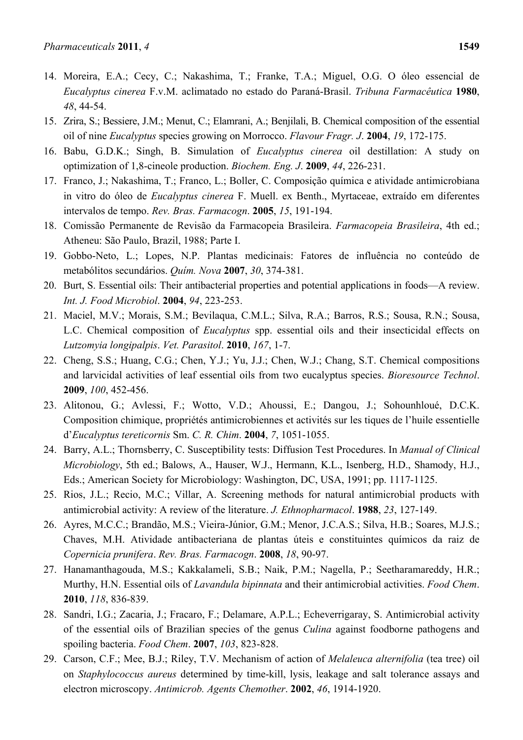14. Moreira, E.A.; Cecy, C.; Nakashima, T.; Franke, T.A.; Miguel, O.G. O óleo essencial de *Eucalyptus cinerea* F.v.M. aclimatado no estado do Paraná-Brasil. *Tribuna Farmacêutica* **1980**, *48*, 44-54.
15. Zrira, S.; Bessiere, J.M.; Menut, C.; Elamrani, A.; Benjilali, B. Chemical composition of the essential oil of nine *Eucalyptus* species growing on Morrocco. *Flavour Fragr. J*. **2004**, *19*, 172-175.
16. Babu, G.D.K.; Singh, B. Simulation of *Eucalyptus cinerea* oil destillation: A study on optimization of 1,8-cineole production. *Biochem. Eng. J*. **2009**, *44*, 226-231.
17. Franco, J.; Nakashima, T.; Franco, L.; Boller, C. Composição química e atividade antimicrobiana in vitro do óleo de *Eucalyptus cinerea* F. Muell. ex Benth., Myrtaceae, extraído em diferentes intervalos de tempo. *Rev. Bras. Farmacogn*. **2005**, *15*, 191-194.
18. Comissão Permanente de Revisão da Farmacopeia Brasileira. *Farmacopeia Brasileira*, 4th ed.; Atheneu: São Paulo, Brazil, 1988; Parte I.
19. Gobbo-Neto, L.; Lopes, N.P. Plantas medicinais: Fatores de influência no conteúdo de metabólitos secundários. *Quím. Nova* **2007**, *30*, 374-381.
20. Burt, S. Essential oils: Their antibacterial properties and potential applications in foods—A review. *Int. J. Food Microbiol*. **2004**, *94*, 223-253.
21. Maciel, M.V.; Morais, S.M.; Bevilaqua, C.M.L.; Silva, R.A.; Barros, R.S.; Sousa, R.N.; Sousa, L.C. Chemical composition of *Eucalyptus* spp. essential oils and their insecticidal effects on *Lutzomyia longipalpis*. *Vet. Parasitol*. **2010**, *167*, 1-7.
22. Cheng, S.S.; Huang, C.G.; Chen, Y.J.; Yu, J.J.; Chen, W.J.; Chang, S.T. Chemical compositions and larvicidal activities of leaf essential oils from two eucalyptus species. *Bioresource Technol*. **2009**, *100*, 452-456.
23. Alitonou, G.; Avlessi, F.; Wotto, V.D.; Ahoussi, E.; Dangou, J.; Sohounhloué, D.C.K. Composition chimique, propriétés antimicrobiennes et activités sur les tiques de l'huile essentielle d'*Eucalyptus tereticornis* Sm. *C. R. Chim*. **2004**, *7*, 1051-1055.
24. Barry, A.L.; Thornsberry, C. Susceptibility tests: Diffusion Test Procedures. In *Manual of Clinical Microbiology*, 5th ed.; Balows, A., Hauser, W.J., Hermann, K.L., Isenberg, H.D., Shamody, H.J., Eds.; American Society for Microbiology: Washington, DC, USA, 1991; pp. 1117-1125.
25. Rios, J.L.; Recio, M.C.; Villar, A. Screening methods for natural antimicrobial products with antimicrobial activity: A review of the literature. *J. Ethnopharmacol*. **1988**, *23*, 127-149.
26. Ayres, M.C.C.; Brandão, M.S.; Vieira-Júnior, G.M.; Menor, J.C.A.S.; Silva, H.B.; Soares, M.J.S.; Chaves, M.H. Atividade antibacteriana de plantas úteis e constituintes químicos da raiz de *Copernicia prunifera*. *Rev. Bras. Farmacogn*. **2008**, *18*, 90-97.
27. Hanamanthagouda, M.S.; Kakkalameli, S.B.; Naik, P.M.; Nagella, P.; Seetharamareddy, H.R.; Murthy, H.N. Essential oils of *Lavandula bipinnata* and their antimicrobial activities. *Food Chem*. **2010**, *118*, 836-839.
28. Sandri, I.G.; Zacaria, J.; Fracaro, F.; Delamare, A.P.L.; Echeverrigaray, S. Antimicrobial activity of the essential oils of Brazilian species of the genus *Culina* against foodborne pathogens and spoiling bacteria. *Food Chem*. **2007**, *103*, 823-828.
29. Carson, C.F.; Mee, B.J.; Riley, T.V. Mechanism of action of *Melaleuca alternifolia* (tea tree) oil on *Staphylococcus aureus* determined by time-kill, lysis, leakage and salt tolerance assays and electron microscopy. *Antimicrob. Agents Chemother*. **2002**, *46*, 1914-1920.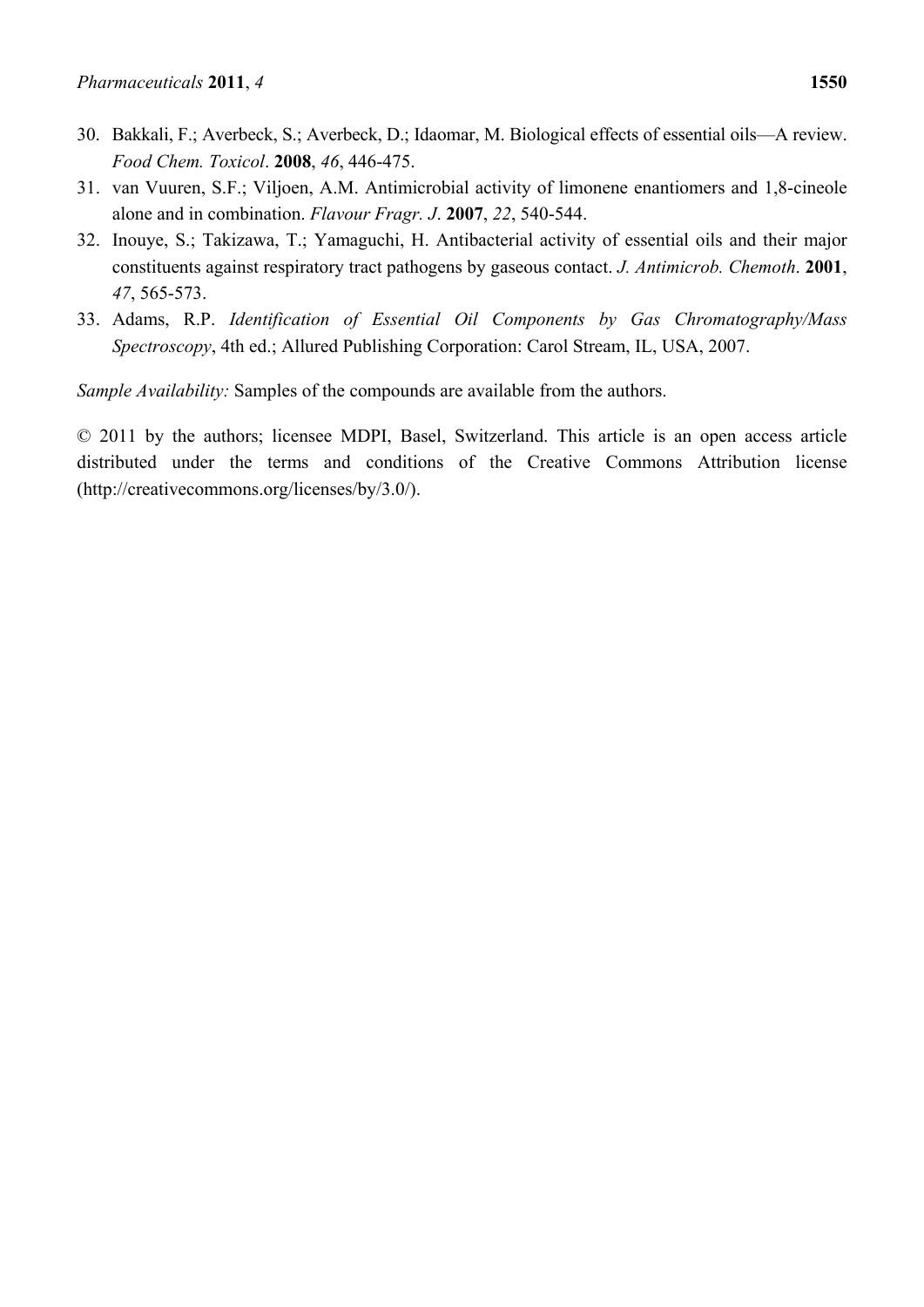30. Bakkali, F.; Averbeck, S.; Averbeck, D.; Idaomar, M. Biological effects of essential oils—A review. *Food Chem. Toxicol*. **2008**, *46*, 446-475.
31. van Vuuren, S.F.; Viljoen, A.M. Antimicrobial activity of limonene enantiomers and 1,8-cineole alone and in combination. *Flavour Fragr. J*. **2007**, *22*, 540-544.
32. Inouye, S.; Takizawa, T.; Yamaguchi, H. Antibacterial activity of essential oils and their major constituents against respiratory tract pathogens by gaseous contact. *J. Antimicrob. Chemoth*. **2001**, *47*, 565-573.
33. Adams, R.P. *Identification of Essential Oil Components by Gas Chromatography/Mass Spectroscopy*, 4th ed.; Allured Publishing Corporation: Carol Stream, IL, USA, 2007.

*Sample Availability:* Samples of the compounds are available from the authors.

© 2011 by the authors; licensee MDPI, Basel, Switzerland. This article is an open access article distributed under the terms and conditions of the Creative Commons Attribution license (http://creativecommons.org/licenses/by/3.0/).